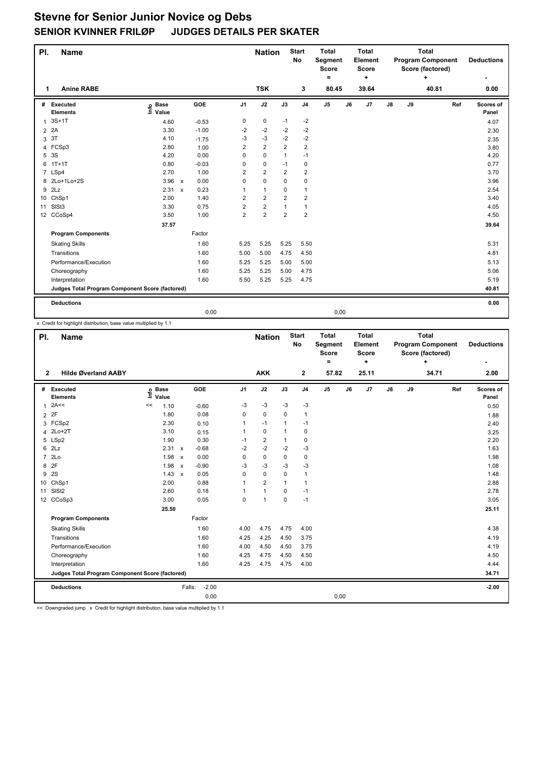# Stevne for Senior Junior Novice og Debs

## SENIOR KVINNER FRILØP JUDGES DETAILS PER SKATER

| Pl. | Name | Nation | Start No | Total Segment Score = | Total Element Score + | Total Program Component Score (factored) + | Deductions - |
|---|---|---|---|---|---|---|---|
| 1 | Anine RABE | TSK | 3 | 80.45 | 39.64 | 40.81 | 0.00 |

| # | Executed Elements | Info | Base Value | | GOE | J1 | J2 | J3 | J4 | J5 | J6 | J7 | J8 | J9 | Ref | Scores of Panel |
|---|---|---|---|---|---|---|---|---|---|---|---|---|---|---|---|---|
| 1 | 3S+1T | | 4.60 | | -0.53 | 0 | 0 | -1 | -2 | | | | | | | 4.07 |
| 2 | 2A | | 3.30 | | -1.00 | -2 | -2 | -2 | -2 | | | | | | | 2.30 |
| 3 | 3T | | 4.10 | | -1.75 | -3 | -3 | -2 | -2 | | | | | | | 2.35 |
| 4 | FCSp3 | | 2.80 | | 1.00 | 2 | 2 | 2 | 2 | | | | | | | 3.80 |
| 5 | 3S | | 4.20 | | 0.00 | 0 | 0 | 1 | -1 | | | | | | | 4.20 |
| 6 | 1T+1T | | 0.80 | | -0.03 | 0 | 0 | -1 | 0 | | | | | | | 0.77 |
| 7 | LSp4 | | 2.70 | | 1.00 | 2 | 2 | 2 | 2 | | | | | | | 3.70 |
| 8 | 2Lo+1Lo+2S | | 3.96 | x | 0.00 | 0 | 0 | 0 | 0 | | | | | | | 3.96 |
| 9 | 2Lz | | 2.31 | x | 0.23 | 1 | 1 | 0 | 1 | | | | | | | 2.54 |
| 10 | ChSp1 | | 2.00 | | 1.40 | 2 | 2 | 2 | 2 | | | | | | | 3.40 |
| 11 | SlSt3 | | 3.30 | | 0.75 | 2 | 2 | 1 | 1 | | | | | | | 4.05 |
| 12 | CCoSp4 | | 3.50 | | 1.00 | 2 | 2 | 2 | 2 | | | | | | | 4.50 |
| | | | 37.57 | | | | | | | | | | | | | 39.64 |
| | Program Components | | | | Factor | | | | | | | | | | | |
| | Skating Skills | | | | 1.60 | 5.25 | 5.25 | 5.25 | 5.50 | | | | | | | 5.31 |
| | Transitions | | | | 1.60 | 5.00 | 5.00 | 4.75 | 4.50 | | | | | | | 4.81 |
| | Performance/Execution | | | | 1.60 | 5.25 | 5.25 | 5.00 | 5.00 | | | | | | | 5.13 |
| | Choreography | | | | 1.60 | 5.25 | 5.25 | 5.00 | 4.75 | | | | | | | 5.06 |
| | Interpretation | | | | 1.60 | 5.50 | 5.25 | 5.25 | 4.75 | | | | | | | 5.19 |
| | Judges Total Program Component Score (factored) | | | | | | | | | | | | | | | 40.81 |
| | Deductions | | | | | | | | | | | | | | | 0.00 |
| | | | | | 0,00 | | | | | 0,00 | | | | | | |

x Credit for highlight distribution, base value multiplied by 1.1

| Pl. | Name | Nation | Start No | Total Segment Score = | Total Element Score + | Total Program Component Score (factored) + | Deductions - |
|---|---|---|---|---|---|---|---|
| 2 | Hilde Øverland AABY | AKK | 2 | 57.82 | 25.11 | 34.71 | 2.00 |

| # | Executed Elements | Info | Base Value | | GOE | J1 | J2 | J3 | J4 | J5 | J6 | J7 | J8 | J9 | Ref | Scores of Panel |
|---|---|---|---|---|---|---|---|---|---|---|---|---|---|---|---|---|
| 1 | 2A<< | << | 1.10 | | -0.60 | -3 | -3 | -3 | -3 | | | | | | | 0.50 |
| 2 | 2F | | 1.80 | | 0.08 | 0 | 0 | 0 | 1 | | | | | | | 1.88 |
| 3 | FCSp2 | | 2.30 | | 0.10 | 1 | -1 | 1 | -1 | | | | | | | 2.40 |
| 4 | 2Lo+2T | | 3.10 | | 0.15 | 1 | 0 | 1 | 0 | | | | | | | 3.25 |
| 5 | LSp2 | | 1.90 | | 0.30 | -1 | 2 | 1 | 0 | | | | | | | 2.20 |
| 6 | 2Lz | | 2.31 | x | -0.68 | -2 | -2 | -2 | -3 | | | | | | | 1.63 |
| 7 | 2Lo | | 1.98 | x | 0.00 | 0 | 0 | 0 | 0 | | | | | | | 1.98 |
| 8 | 2F | | 1.98 | x | -0.90 | -3 | -3 | -3 | -3 | | | | | | | 1.08 |
| 9 | 2S | | 1.43 | x | 0.05 | 0 | 0 | 0 | 1 | | | | | | | 1.48 |
| 10 | ChSp1 | | 2.00 | | 0.88 | 1 | 2 | 1 | 1 | | | | | | | 2.88 |
| 11 | SlSt2 | | 2.60 | | 0.18 | 1 | 1 | 0 | -1 | | | | | | | 2.78 |
| 12 | CCoSp3 | | 3.00 | | 0.05 | 0 | 1 | 0 | -1 | | | | | | | 3.05 |
| | | | 25.50 | | | | | | | | | | | | | 25.11 |
| | Program Components | | | | Factor | | | | | | | | | | | |
| | Skating Skills | | | | 1.60 | 4.00 | 4.75 | 4.75 | 4.00 | | | | | | | 4.38 |
| | Transitions | | | | 1.60 | 4.25 | 4.25 | 4.50 | 3.75 | | | | | | | 4.19 |
| | Performance/Execution | | | | 1.60 | 4.00 | 4.50 | 4.50 | 3.75 | | | | | | | 4.19 |
| | Choreography | | | | 1.60 | 4.25 | 4.75 | 4.50 | 4.50 | | | | | | | 4.50 |
| | Interpretation | | | | 1.60 | 4.25 | 4.75 | 4.75 | 4.00 | | | | | | | 4.44 |
| | Judges Total Program Component Score (factored) | | | | | | | | | | | | | | | 34.71 |
| | Deductions | | | Falls: | -2.00 | | | | | | | | | | | -2.00 |
| | | | | | 0,00 | | | | | 0,00 | | | | | | |

<< Downgraded jump x Credit for highlight distribution, base value multiplied by 1.1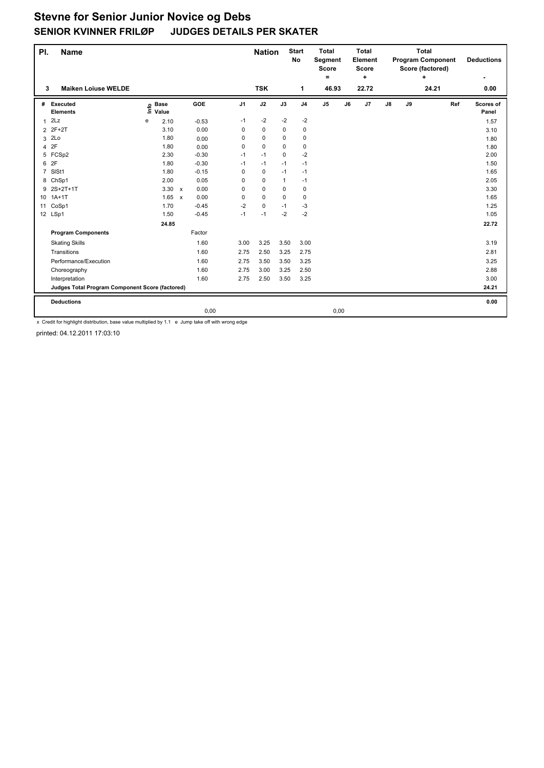# Stevne for Senior Junior Novice og Debs

## SENIOR KVINNER FRILØP JUDGES DETAILS PER SKATER

| Pl. | Name | Nation | Start No | Total Segment Score = | Total Element Score + | Total Program Component Score (factored) + | Deductions - |
|---|---|---|---|---|---|---|---|
| 3 | Maiken Loiuse WELDE | TSK | 1 | 46.93 | 22.72 | 24.21 | 0.00 |

| # | Executed Elements | Info | Base Value | | GOE | J1 | J2 | J3 | J4 | J5 | J6 | J7 | J8 | J9 | Ref | Scores of Panel |
|---|---|---|---|---|---|---|---|---|---|---|---|---|---|---|---|---|
| 1 | 2Lz | e | 2.10 | | -0.53 | -1 | -2 | -2 | -2 | | | | | | | 1.57 |
| 2 | 2F+2T | | 3.10 | | 0.00 | 0 | 0 | 0 | 0 | | | | | | | 3.10 |
| 3 | 2Lo | | 1.80 | | 0.00 | 0 | 0 | 0 | 0 | | | | | | | 1.80 |
| 4 | 2F | | 1.80 | | 0.00 | 0 | 0 | 0 | 0 | | | | | | | 1.80 |
| 5 | FCSp2 | | 2.30 | | -0.30 | -1 | -1 | 0 | -2 | | | | | | | 2.00 |
| 6 | 2F | | 1.80 | | -0.30 | -1 | -1 | -1 | -1 | | | | | | | 1.50 |
| 7 | SlSt1 | | 1.80 | | -0.15 | 0 | 0 | -1 | -1 | | | | | | | 1.65 |
| 8 | ChSp1 | | 2.00 | | 0.05 | 0 | 0 | 1 | -1 | | | | | | | 2.05 |
| 9 | 2S+2T+1T | | 3.30 | x | 0.00 | 0 | 0 | 0 | 0 | | | | | | | 3.30 |
| 10 | 1A+1T | | 1.65 | x | 0.00 | 0 | 0 | 0 | 0 | | | | | | | 1.65 |
| 11 | CoSp1 | | 1.70 | | -0.45 | -2 | 0 | -1 | -3 | | | | | | | 1.25 |
| 12 | LSp1 | | 1.50 | | -0.45 | -1 | -1 | -2 | -2 | | | | | | | 1.05 |
| | | | 24.85 | | | | | | | | | | | | | 22.72 |
| | **Program Components** | | | | Factor | | | | | | | | | | | |
| | Skating Skills | | | | 1.60 | 3.00 | 3.25 | 3.50 | 3.00 | | | | | | | 3.19 |
| | Transitions | | | | 1.60 | 2.75 | 2.50 | 3.25 | 2.75 | | | | | | | 2.81 |
| | Performance/Execution | | | | 1.60 | 2.75 | 3.50 | 3.50 | 3.25 | | | | | | | 3.25 |
| | Choreography | | | | 1.60 | 2.75 | 3.00 | 3.25 | 2.50 | | | | | | | 2.88 |
| | Interpretation | | | | 1.60 | 2.75 | 2.50 | 3.50 | 3.25 | | | | | | | 3.00 |
| | **Judges Total Program Component Score (factored)** | | | | | | | | | | | | | | | 24.21 |
| | **Deductions** | | | | | | | | | | | | | | | 0.00 |
| | | | | | 0,00 | | | | | 0,00 | | | | | | |

x Credit for highlight distribution, base value multiplied by 1.1 e Jump take off with wrong edge

printed: 04.12.2011 17:03:10